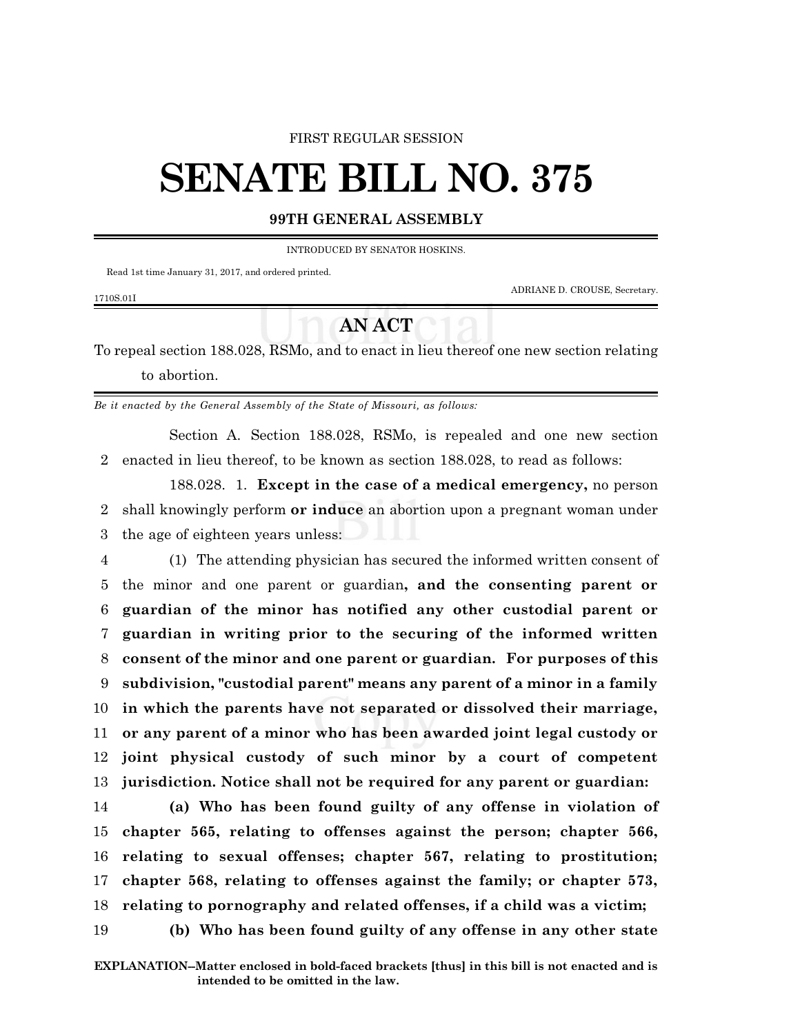FIRST REGULAR SESSION

# SENATE BILL NO. 375

## 99TH GENERAL ASSEMBLY

INTRODUCED BY SENATOR HOSKINS.

Read 1st time January 31, 2017, and ordered printed.

ADRIANE D. CROUSE, Secretary.

1710S.01I

## AN ACT

To repeal section 188.028, RSMo, and to enact in lieu thereof one new section relating to abortion.

*Be it enacted by the General Assembly of the State of Missouri, as follows:*

Section A. Section 188.028, RSMo, is repealed and one new section enacted in lieu thereof, to be known as section 188.028, to read as follows:

188.028. 1. **Except in the case of a medical emergency,** no person shall knowingly perform **or induce** an abortion upon a pregnant woman under the age of eighteen years unless:

(1) The attending physician has secured the informed written consent of the minor and one parent or guardian**, and the consenting parent or guardian of the minor has notified any other custodial parent or guardian in writing prior to the securing of the informed written consent of the minor and one parent or guardian. For purposes of this subdivision, "custodial parent" means any parent of a minor in a family in which the parents have not separated or dissolved their marriage, or any parent of a minor who has been awarded joint legal custody or joint physical custody of such minor by a court of competent jurisdiction. Notice shall not be required for any parent or guardian:**

**(a) Who has been found guilty of any offense in violation of chapter 565, relating to offenses against the person; chapter 566, relating to sexual offenses; chapter 567, relating to prostitution; chapter 568, relating to offenses against the family; or chapter 573, relating to pornography and related offenses, if a child was a victim;**

**(b) Who has been found guilty of any offense in any other state**

**EXPLANATION–Matter enclosed in bold-faced brackets [thus] in this bill is not enacted and is intended to be omitted in the law.**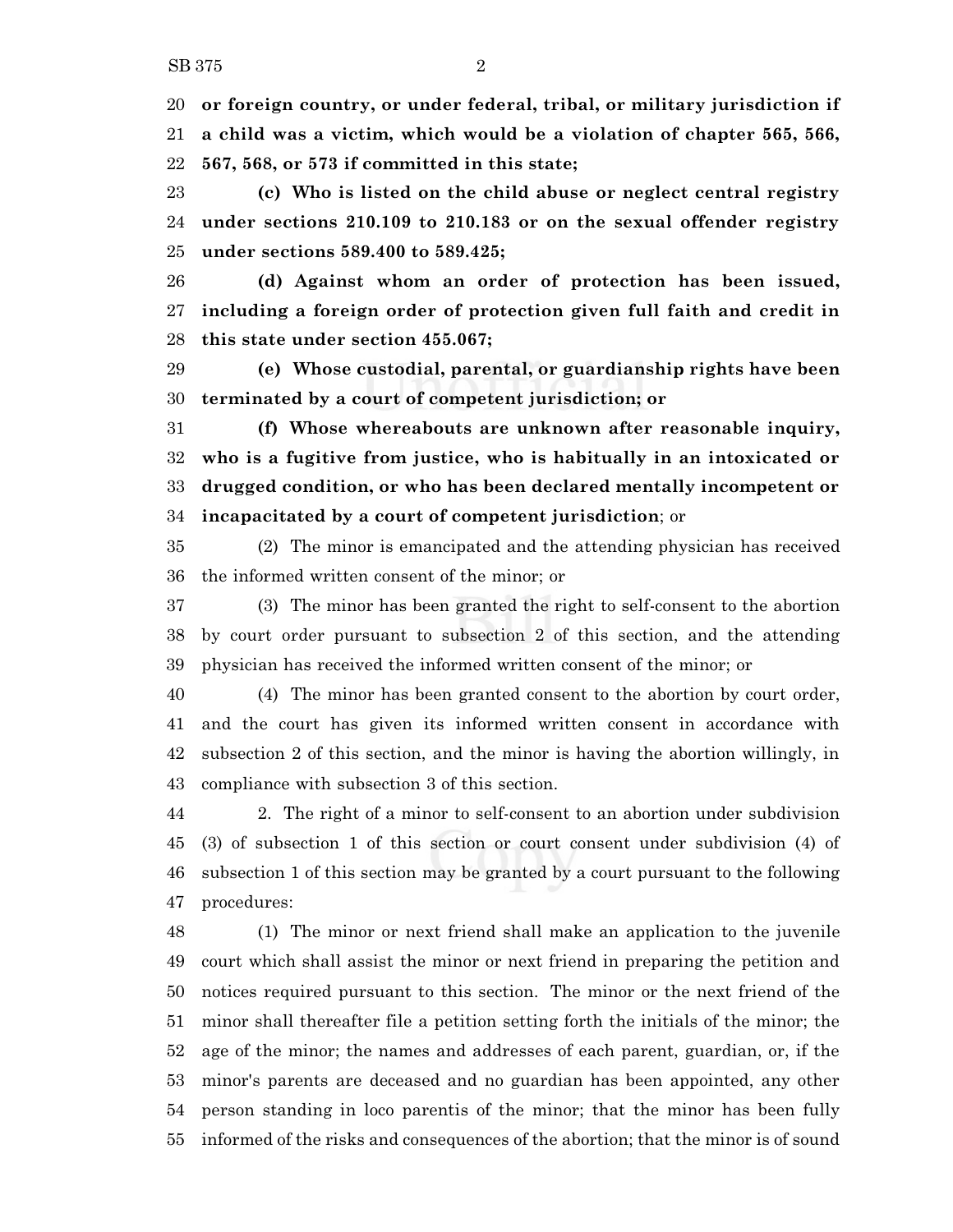**or foreign country, or under federal, tribal, or military jurisdiction if a child was a victim, which would be a violation of chapter 565, 566, 567, 568, or 573 if committed in this state;**

**(c) Who is listed on the child abuse or neglect central registry under sections 210.109 to 210.183 or on the sexual offender registry under sections 589.400 to 589.425;**

**(d) Against whom an order of protection has been issued, including a foreign order of protection given full faith and credit in this state under section 455.067;**

**(e) Whose custodial, parental, or guardianship rights have been terminated by a court of competent jurisdiction; or**

**(f) Whose whereabouts are unknown after reasonable inquiry, who is a fugitive from justice, who is habitually in an intoxicated or drugged condition, or who has been declared mentally incompetent or incapacitated by a court of competent jurisdiction**; or

(2) The minor is emancipated and the attending physician has received the informed written consent of the minor; or

(3) The minor has been granted the right to self-consent to the abortion by court order pursuant to subsection 2 of this section, and the attending physician has received the informed written consent of the minor; or

(4) The minor has been granted consent to the abortion by court order, and the court has given its informed written consent in accordance with subsection 2 of this section, and the minor is having the abortion willingly, in compliance with subsection 3 of this section.

2. The right of a minor to self-consent to an abortion under subdivision (3) of subsection 1 of this section or court consent under subdivision (4) of subsection 1 of this section may be granted by a court pursuant to the following procedures:

(1) The minor or next friend shall make an application to the juvenile court which shall assist the minor or next friend in preparing the petition and notices required pursuant to this section. The minor or the next friend of the minor shall thereafter file a petition setting forth the initials of the minor; the age of the minor; the names and addresses of each parent, guardian, or, if the minor's parents are deceased and no guardian has been appointed, any other person standing in loco parentis of the minor; that the minor has been fully informed of the risks and consequences of the abortion; that the minor is of sound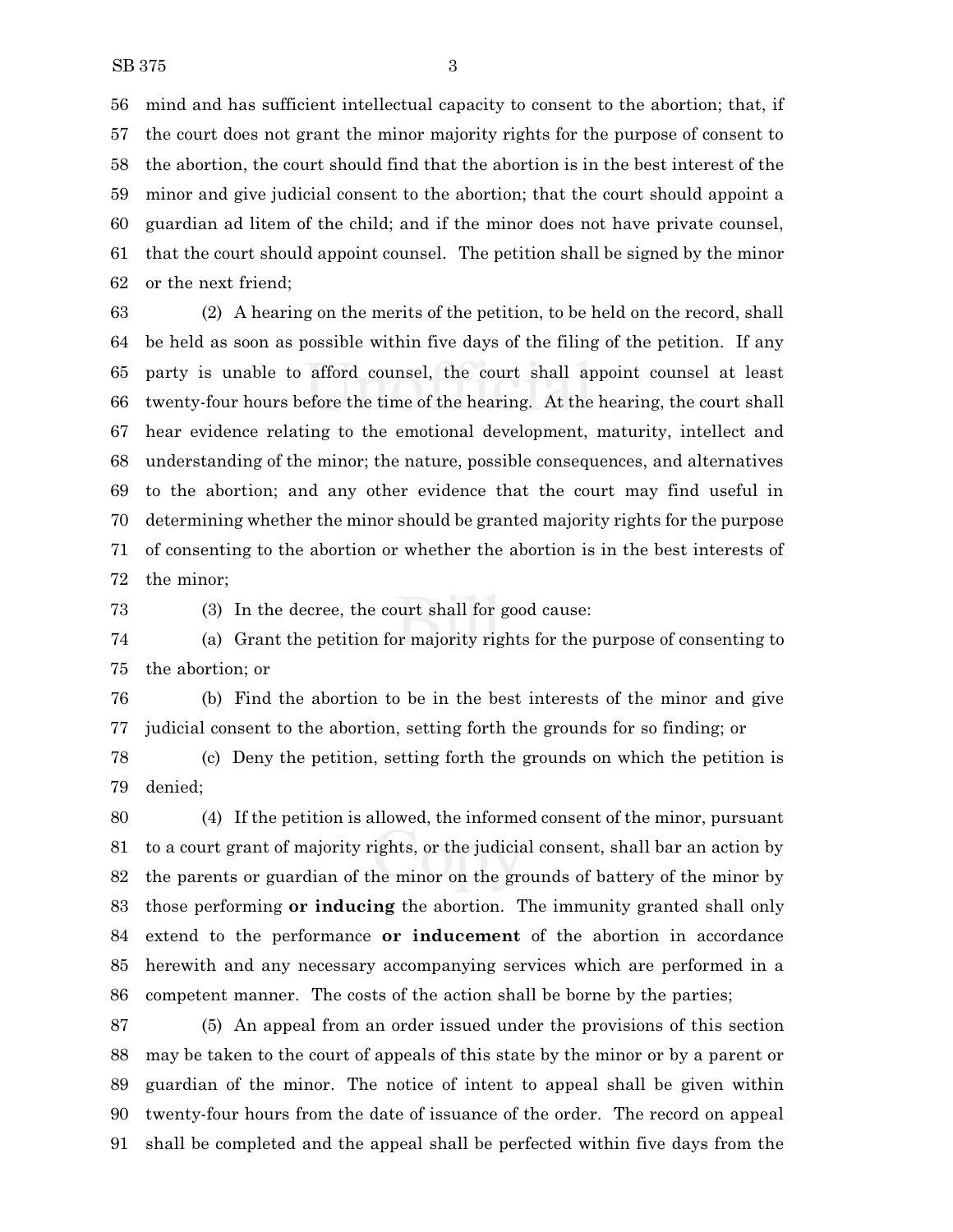mind and has sufficient intellectual capacity to consent to the abortion; that, if the court does not grant the minor majority rights for the purpose of consent to the abortion, the court should find that the abortion is in the best interest of the minor and give judicial consent to the abortion; that the court should appoint a guardian ad litem of the child; and if the minor does not have private counsel, that the court should appoint counsel. The petition shall be signed by the minor or the next friend;

(2) A hearing on the merits of the petition, to be held on the record, shall be held as soon as possible within five days of the filing of the petition. If any party is unable to afford counsel, the court shall appoint counsel at least twenty-four hours before the time of the hearing. At the hearing, the court shall hear evidence relating to the emotional development, maturity, intellect and understanding of the minor; the nature, possible consequences, and alternatives to the abortion; and any other evidence that the court may find useful in determining whether the minor should be granted majority rights for the purpose of consenting to the abortion or whether the abortion is in the best interests of the minor;

(3) In the decree, the court shall for good cause:

(a) Grant the petition for majority rights for the purpose of consenting to the abortion; or

(b) Find the abortion to be in the best interests of the minor and give judicial consent to the abortion, setting forth the grounds for so finding; or

(c) Deny the petition, setting forth the grounds on which the petition is denied;

(4) If the petition is allowed, the informed consent of the minor, pursuant to a court grant of majority rights, or the judicial consent, shall bar an action by the parents or guardian of the minor on the grounds of battery of the minor by those performing **or inducing** the abortion. The immunity granted shall only extend to the performance **or inducement** of the abortion in accordance herewith and any necessary accompanying services which are performed in a competent manner. The costs of the action shall be borne by the parties;

(5) An appeal from an order issued under the provisions of this section may be taken to the court of appeals of this state by the minor or by a parent or guardian of the minor. The notice of intent to appeal shall be given within twenty-four hours from the date of issuance of the order. The record on appeal shall be completed and the appeal shall be perfected within five days from the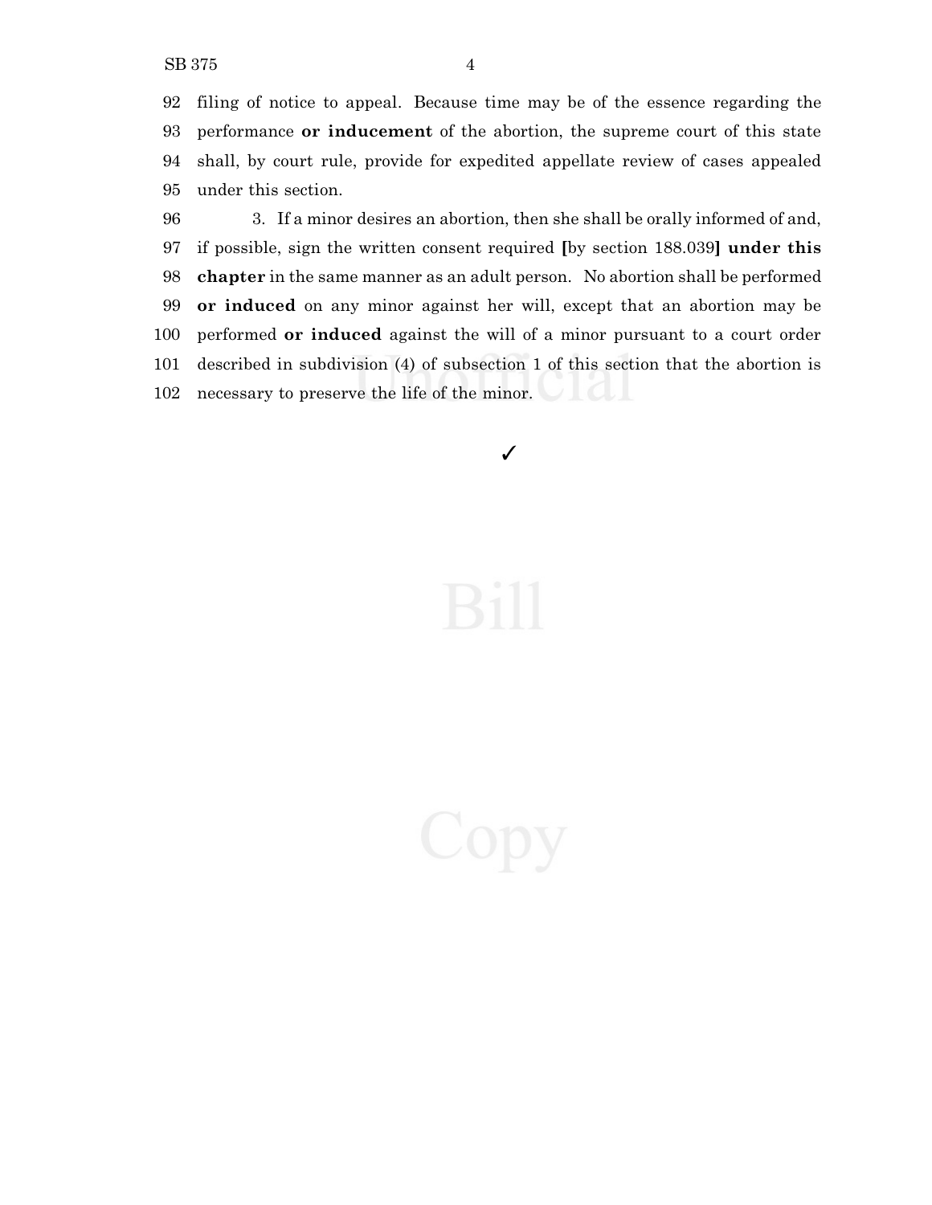filing of notice to appeal. Because time may be of the essence regarding the performance **or inducement** of the abortion, the supreme court of this state shall, by court rule, provide for expedited appellate review of cases appealed under this section.

3. If a minor desires an abortion, then she shall be orally informed of and, if possible, sign the written consent required **[**by section 188.039**]** **under this chapter** in the same manner as an adult person. No abortion shall be performed **or induced** on any minor against her will, except that an abortion may be performed **or induced** against the will of a minor pursuant to a court order described in subdivision (4) of subsection 1 of this section that the abortion is necessary to preserve the life of the minor.

✓